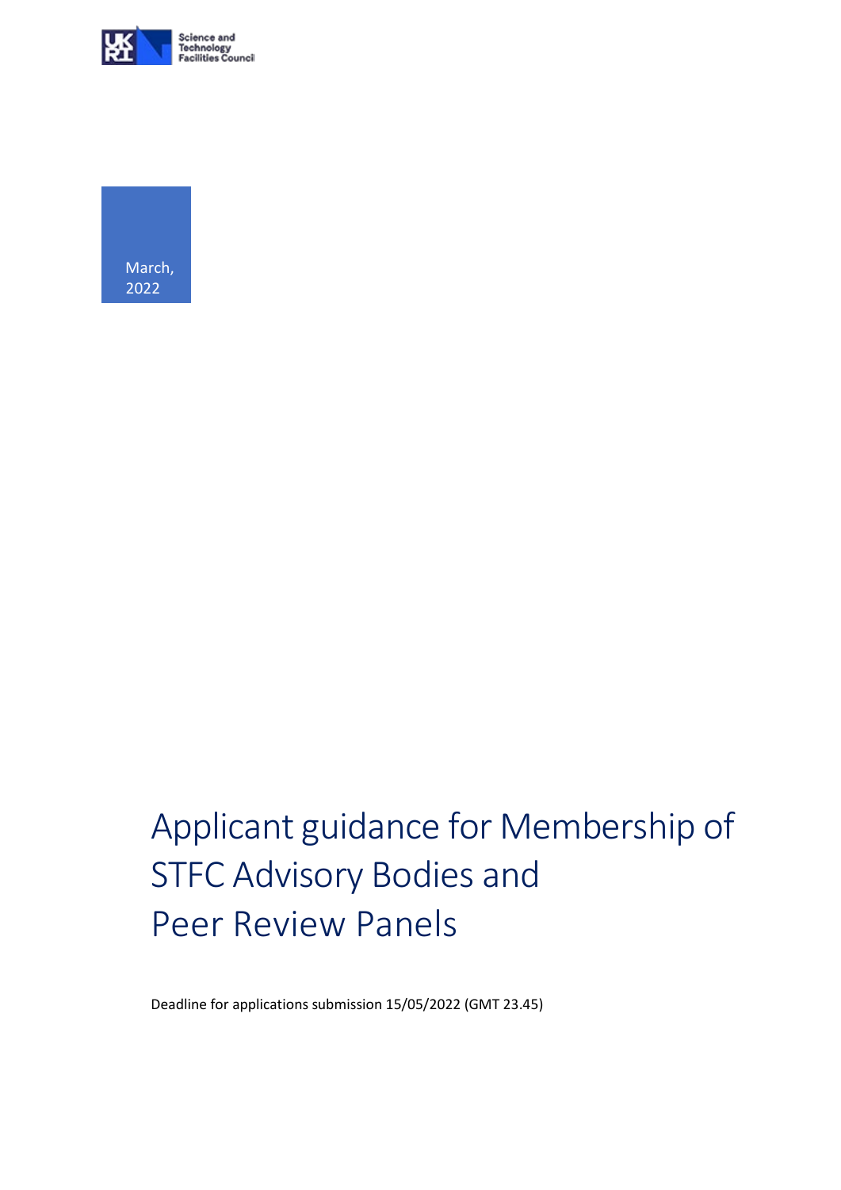Science and Technology Facilities Council

March, 2022

# Applicant guidance for Membership of STFC Advisory Bodies and Peer Review Panels

Deadline for applications submission 15/05/2022 (GMT 23.45)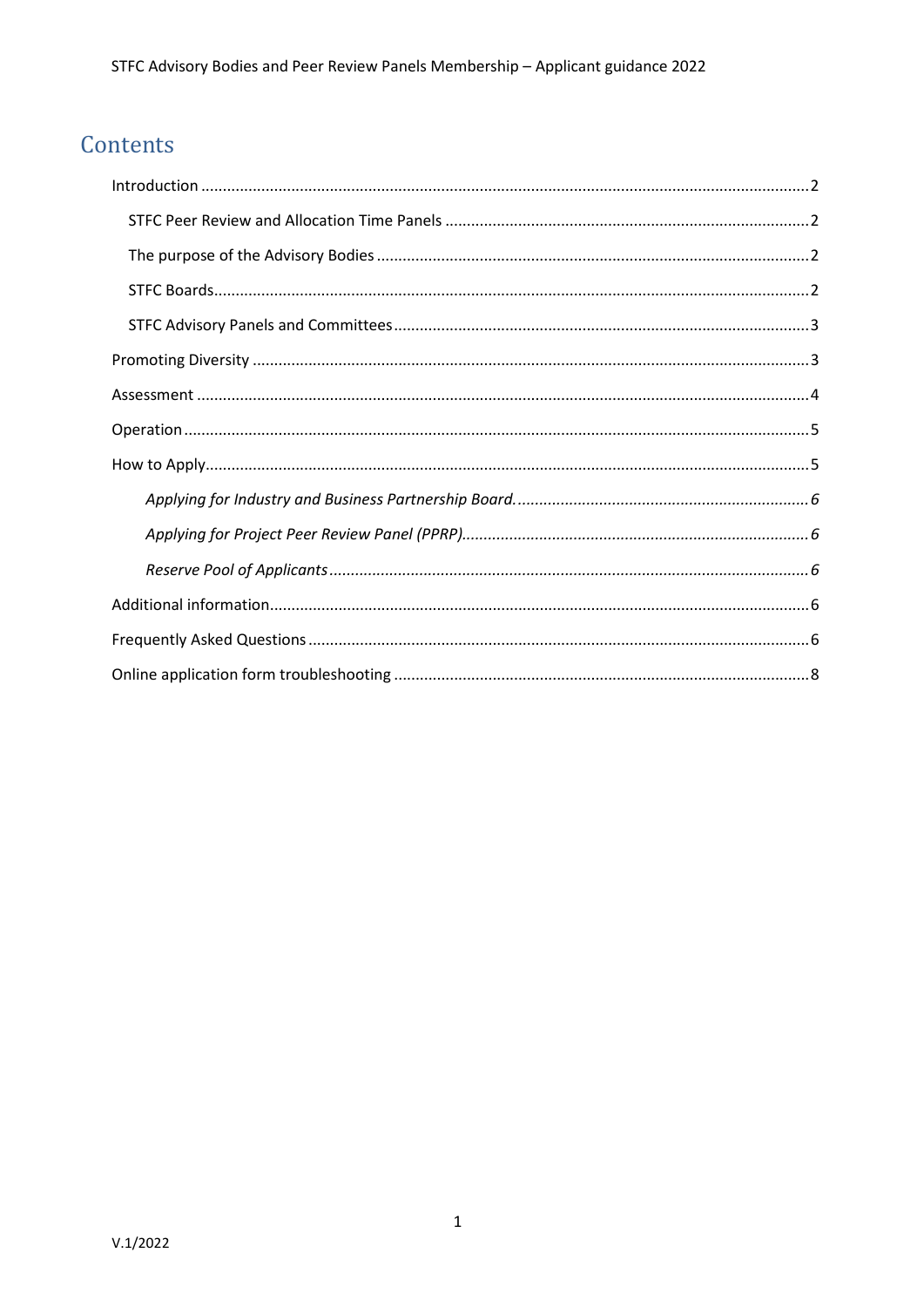# Contents

- Introduction ....................................................................................2
  - STFC Peer Review and Allocation Time Panels ....................................................2
  - The purpose of the Advisory Bodies ....................................................................2
  - STFC Boards....................................................................................................2
  - STFC Advisory Panels and Committees.................................................................3
- Promoting Diversity ............................................................................3
- Assessment ........................................................................................4
- Operation ...........................................................................................5
- How to Apply......................................................................................5
  - *Applying for Industry and Business Partnership Board. .......................................6*
  - *Applying for Project Peer Review Panel (PPRP)......................................................6*
  - *Reserve Pool of Applicants .................................................................................6*
- Additional information.........................................................................6
- Frequently Asked Questions ................................................................6
- Online application form troubleshooting ............................................8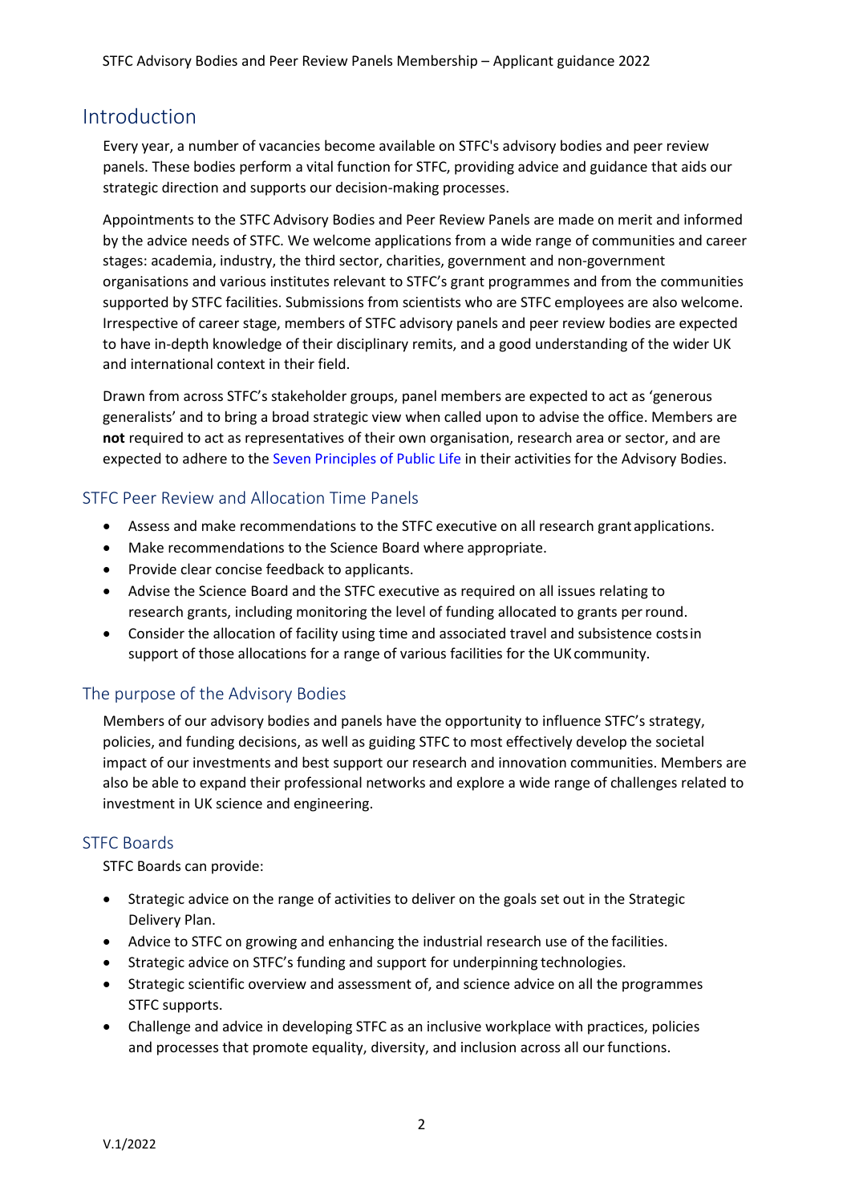## Introduction

Every year, a number of vacancies become available on STFC's advisory bodies and peer review panels. These bodies perform a vital function for STFC, providing advice and guidance that aids our strategic direction and supports our decision-making processes.

Appointments to the STFC Advisory Bodies and Peer Review Panels are made on merit and informed by the advice needs of STFC. We welcome applications from a wide range of communities and career stages: academia, industry, the third sector, charities, government and non-government organisations and various institutes relevant to STFC's grant programmes and from the communities supported by STFC facilities. Submissions from scientists who are STFC employees are also welcome. Irrespective of career stage, members of STFC advisory panels and peer review bodies are expected to have in-depth knowledge of their disciplinary remits, and a good understanding of the wider UK and international context in their field.

Drawn from across STFC's stakeholder groups, panel members are expected to act as 'generous generalists' and to bring a broad strategic view when called upon to advise the office. Members are **not** required to act as representatives of their own organisation, research area or sector, and are expected to adhere to the Seven Principles of Public Life in their activities for the Advisory Bodies.

### STFC Peer Review and Allocation Time Panels

- Assess and make recommendations to the STFC executive on all research grant applications.
- Make recommendations to the Science Board where appropriate.
- Provide clear concise feedback to applicants.
- Advise the Science Board and the STFC executive as required on all issues relating to research grants, including monitoring the level of funding allocated to grants per round.
- Consider the allocation of facility using time and associated travel and subsistence costs in support of those allocations for a range of various facilities for the UK community.

### The purpose of the Advisory Bodies

Members of our advisory bodies and panels have the opportunity to influence STFC's strategy, policies, and funding decisions, as well as guiding STFC to most effectively develop the societal impact of our investments and best support our research and innovation communities. Members are also be able to expand their professional networks and explore a wide range of challenges related to investment in UK science and engineering.

### STFC Boards

STFC Boards can provide:

- Strategic advice on the range of activities to deliver on the goals set out in the Strategic Delivery Plan.
- Advice to STFC on growing and enhancing the industrial research use of the facilities.
- Strategic advice on STFC's funding and support for underpinning technologies.
- Strategic scientific overview and assessment of, and science advice on all the programmes STFC supports.
- Challenge and advice in developing STFC as an inclusive workplace with practices, policies and processes that promote equality, diversity, and inclusion across all our functions.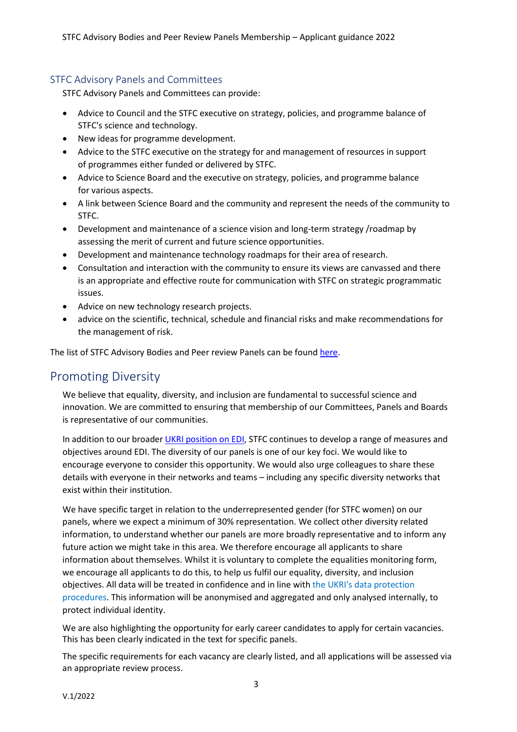## STFC Advisory Panels and Committees

STFC Advisory Panels and Committees can provide:

- Advice to Council and the STFC executive on strategy, policies, and programme balance of STFC's science and technology.
- New ideas for programme development.
- Advice to the STFC executive on the strategy for and management of resources in support of programmes either funded or delivered by STFC.
- Advice to Science Board and the executive on strategy, policies, and programme balance for various aspects.
- A link between Science Board and the community and represent the needs of the community to STFC.
- Development and maintenance of a science vision and long-term strategy /roadmap by assessing the merit of current and future science opportunities.
- Development and maintenance technology roadmaps for their area of research.
- Consultation and interaction with the community to ensure its views are canvassed and there is an appropriate and effective route for communication with STFC on strategic programmatic issues.
- Advice on new technology research projects.
- advice on the scientific, technical, schedule and financial risks and make recommendations for the management of risk.

The list of STFC Advisory Bodies and Peer review Panels can be found here.

# Promoting Diversity

We believe that equality, diversity, and inclusion are fundamental to successful science and innovation. We are committed to ensuring that membership of our Committees, Panels and Boards is representative of our communities.

In addition to our broader UKRI position on EDI, STFC continues to develop a range of measures and objectives around EDI. The diversity of our panels is one of our key foci. We would like to encourage everyone to consider this opportunity. We would also urge colleagues to share these details with everyone in their networks and teams – including any specific diversity networks that exist within their institution.

We have specific target in relation to the underrepresented gender (for STFC women) on our panels, where we expect a minimum of 30% representation. We collect other diversity related information, to understand whether our panels are more broadly representative and to inform any future action we might take in this area. We therefore encourage all applicants to share information about themselves. Whilst it is voluntary to complete the equalities monitoring form, we encourage all applicants to do this, to help us fulfil our equality, diversity, and inclusion objectives. All data will be treated in confidence and in line with the UKRI's data protection procedures. This information will be anonymised and aggregated and only analysed internally, to protect individual identity.

We are also highlighting the opportunity for early career candidates to apply for certain vacancies. This has been clearly indicated in the text for specific panels.

The specific requirements for each vacancy are clearly listed, and all applications will be assessed via an appropriate review process.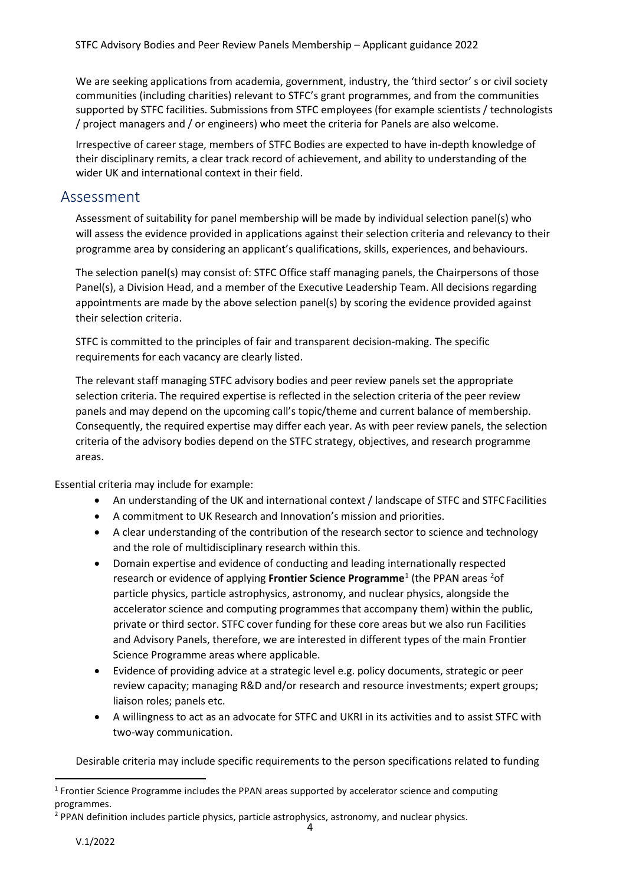We are seeking applications from academia, government, industry, the 'third sector' s or civil society communities (including charities) relevant to STFC's grant programmes, and from the communities supported by STFC facilities. Submissions from STFC employees (for example scientists / technologists / project managers and / or engineers) who meet the criteria for Panels are also welcome.

Irrespective of career stage, members of STFC Bodies are expected to have in-depth knowledge of their disciplinary remits, a clear track record of achievement, and ability to understanding of the wider UK and international context in their field.

## Assessment

Assessment of suitability for panel membership will be made by individual selection panel(s) who will assess the evidence provided in applications against their selection criteria and relevancy to their programme area by considering an applicant's qualifications, skills, experiences, and behaviours.

The selection panel(s) may consist of: STFC Office staff managing panels, the Chairpersons of those Panel(s), a Division Head, and a member of the Executive Leadership Team. All decisions regarding appointments are made by the above selection panel(s) by scoring the evidence provided against their selection criteria.

STFC is committed to the principles of fair and transparent decision-making. The specific requirements for each vacancy are clearly listed.

The relevant staff managing STFC advisory bodies and peer review panels set the appropriate selection criteria. The required expertise is reflected in the selection criteria of the peer review panels and may depend on the upcoming call's topic/theme and current balance of membership. Consequently, the required expertise may differ each year. As with peer review panels, the selection criteria of the advisory bodies depend on the STFC strategy, objectives, and research programme areas.

Essential criteria may include for example:

- An understanding of the UK and international context / landscape of STFC and STFC Facilities
- A commitment to UK Research and Innovation's mission and priorities.
- A clear understanding of the contribution of the research sector to science and technology and the role of multidisciplinary research within this.
- Domain expertise and evidence of conducting and leading internationally respected research or evidence of applying **Frontier Science Programme**[1] (the PPAN areas [2]of particle physics, particle astrophysics, astronomy, and nuclear physics, alongside the accelerator science and computing programmes that accompany them) within the public, private or third sector. STFC cover funding for these core areas but we also run Facilities and Advisory Panels, therefore, we are interested in different types of the main Frontier Science Programme areas where applicable.
- Evidence of providing advice at a strategic level e.g. policy documents, strategic or peer review capacity; managing R&D and/or research and resource investments; expert groups; liaison roles; panels etc.
- A willingness to act as an advocate for STFC and UKRI in its activities and to assist STFC with two-way communication.

Desirable criteria may include specific requirements to the person specifications related to funding

[1] Frontier Science Programme includes the PPAN areas supported by accelerator science and computing programmes.

[2] PPAN definition includes particle physics, particle astrophysics, astronomy, and nuclear physics.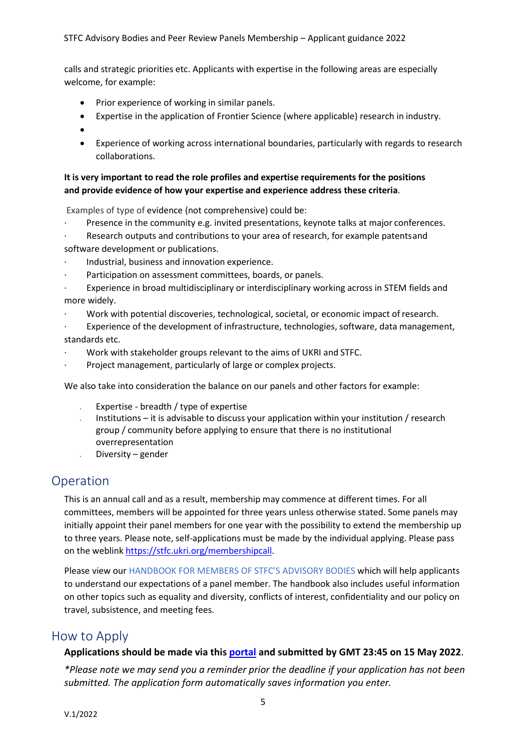calls and strategic priorities etc. Applicants with expertise in the following areas are especially welcome, for example:

- Prior experience of working in similar panels.
- Expertise in the application of Frontier Science (where applicable) research in industry.
- 
- Experience of working across international boundaries, particularly with regards to research collaborations.

**It is very important to read the role profiles and expertise requirements for the positions and provide evidence of how your expertise and experience address these criteria**.

Examples of type of evidence (not comprehensive) could be:

- Presence in the community e.g. invited presentations, keynote talks at major conferences.
- Research outputs and contributions to your area of research, for example patents and software development or publications.
- Industrial, business and innovation experience.
- Participation on assessment committees, boards, or panels.
- Experience in broad multidisciplinary or interdisciplinary working across in STEM fields and more widely.
- Work with potential discoveries, technological, societal, or economic impact of research.
- Experience of the development of infrastructure, technologies, software, data management, standards etc.
- Work with stakeholder groups relevant to the aims of UKRI and STFC.
- Project management, particularly of large or complex projects.

We also take into consideration the balance on our panels and other factors for example:

- Expertise - breadth / type of expertise
- Institutions – it is advisable to discuss your application within your institution / research group / community before applying to ensure that there is no institutional overrepresentation
- Diversity – gender

## Operation

This is an annual call and as a result, membership may commence at different times. For all committees, members will be appointed for three years unless otherwise stated. Some panels may initially appoint their panel members for one year with the possibility to extend the membership up to three years. Please note, self-applications must be made by the individual applying. Please pass on the weblink [https://stfc.ukri.org/membershipcall](https://stfc.ukri.org/membershipcall).

Please view our HANDBOOK FOR MEMBERS OF STFC'S ADVISORY BODIES which will help applicants to understand our expectations of a panel member. The handbook also includes useful information on other topics such as equality and diversity, conflicts of interest, confidentiality and our policy on travel, subsistence, and meeting fees.

## How to Apply

**Applications should be made via this portal and submitted by GMT 23:45 on 15 May 2022**.

*\*Please note we may send you a reminder prior the deadline if your application has not been submitted. The application form automatically saves information you enter.*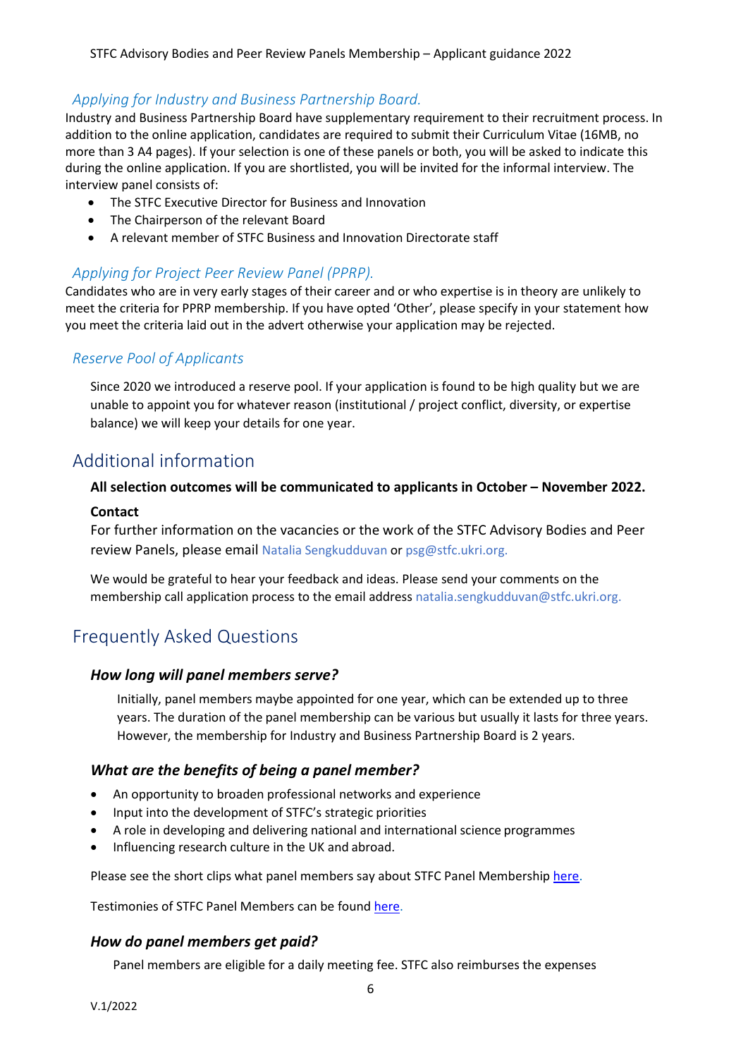### *Applying for Industry and Business Partnership Board.*

Industry and Business Partnership Board have supplementary requirement to their recruitment process. In addition to the online application, candidates are required to submit their Curriculum Vitae (16MB, no more than 3 A4 pages). If your selection is one of these panels or both, you will be asked to indicate this during the online application. If you are shortlisted, you will be invited for the informal interview. The interview panel consists of:

- The STFC Executive Director for Business and Innovation
- The Chairperson of the relevant Board
- A relevant member of STFC Business and Innovation Directorate staff

### *Applying for Project Peer Review Panel (PPRP).*

Candidates who are in very early stages of their career and or who expertise is in theory are unlikely to meet the criteria for PPRP membership. If you have opted 'Other', please specify in your statement how you meet the criteria laid out in the advert otherwise your application may be rejected.

### *Reserve Pool of Applicants*

Since 2020 we introduced a reserve pool. If your application is found to be high quality but we are unable to appoint you for whatever reason (institutional / project conflict, diversity, or expertise balance) we will keep your details for one year.

## Additional information

**All selection outcomes will be communicated to applicants in October – November 2022.**

**Contact**

For further information on the vacancies or the work of the STFC Advisory Bodies and Peer review Panels, please email Natalia Sengkudduvan or psg@stfc.ukri.org.

We would be grateful to hear your feedback and ideas. Please send your comments on the membership call application process to the email address natalia.sengkudduvan@stfc.ukri.org.

## Frequently Asked Questions

### *How long will panel members serve?*

Initially, panel members maybe appointed for one year, which can be extended up to three years. The duration of the panel membership can be various but usually it lasts for three years. However, the membership for Industry and Business Partnership Board is 2 years.

### *What are the benefits of being a panel member?*

- An opportunity to broaden professional networks and experience
- Input into the development of STFC's strategic priorities
- A role in developing and delivering national and international science programmes
- Influencing research culture in the UK and abroad.

Please see the short clips what panel members say about STFC Panel Membership here.

Testimonies of STFC Panel Members can be found here.

### *How do panel members get paid?*

Panel members are eligible for a daily meeting fee. STFC also reimburses the expenses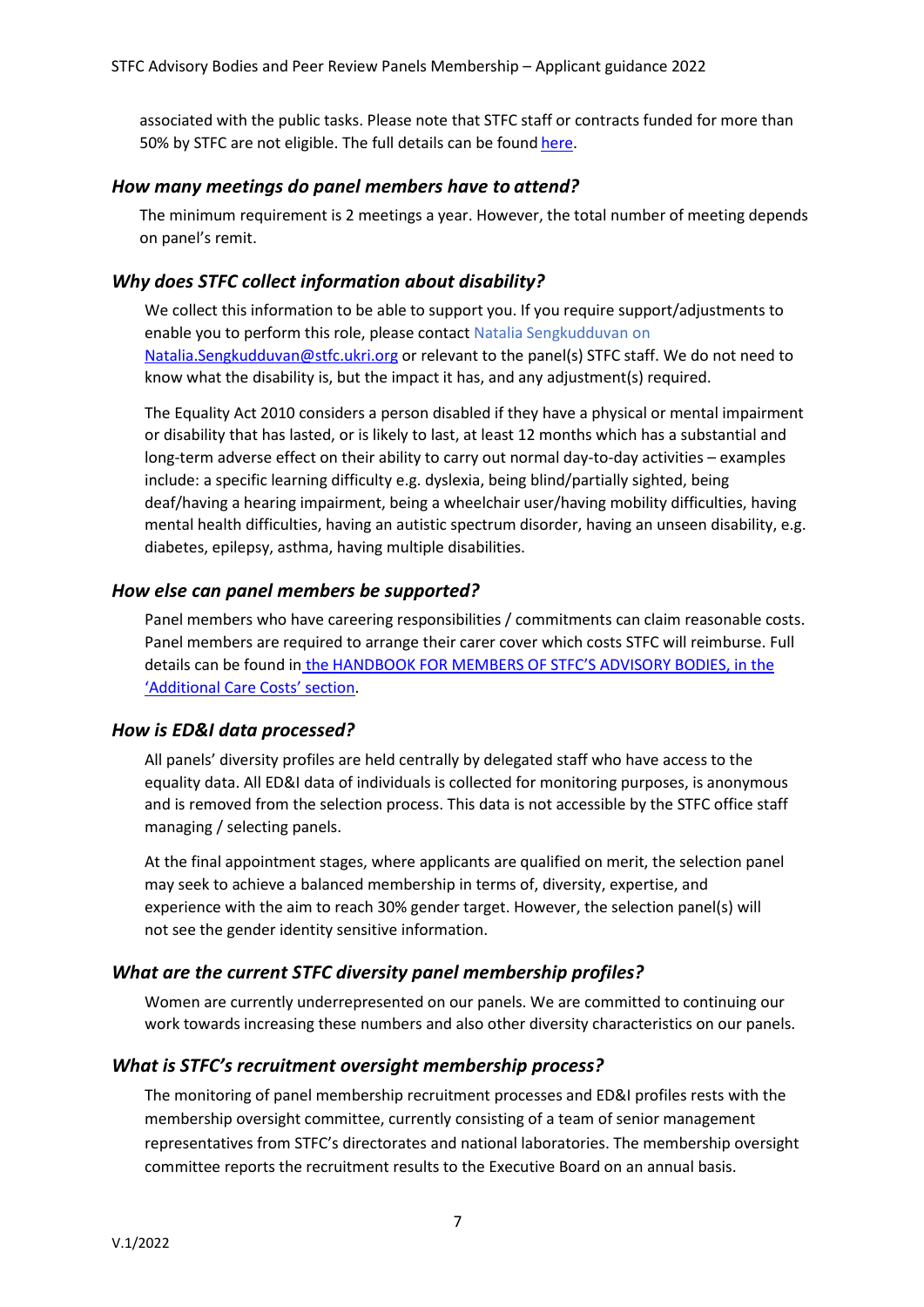associated with the public tasks. Please note that STFC staff or contracts funded for more than 50% by STFC are not eligible. The full details can be found here.

### *How many meetings do panel members have to attend?*

The minimum requirement is 2 meetings a year. However, the total number of meeting depends on panel's remit.

### *Why does STFC collect information about disability?*

We collect this information to be able to support you. If you require support/adjustments to enable you to perform this role, please contact Natalia Sengkudduvan on Natalia.Sengkudduvan@stfc.ukri.org or relevant to the panel(s) STFC staff. We do not need to know what the disability is, but the impact it has, and any adjustment(s) required.

The Equality Act 2010 considers a person disabled if they have a physical or mental impairment or disability that has lasted, or is likely to last, at least 12 months which has a substantial and long-term adverse effect on their ability to carry out normal day-to-day activities – examples include: a specific learning difficulty e.g. dyslexia, being blind/partially sighted, being deaf/having a hearing impairment, being a wheelchair user/having mobility difficulties, having mental health difficulties, having an autistic spectrum disorder, having an unseen disability, e.g. diabetes, epilepsy, asthma, having multiple disabilities.

### *How else can panel members be supported?*

Panel members who have careering responsibilities / commitments can claim reasonable costs. Panel members are required to arrange their carer cover which costs STFC will reimburse. Full details can be found in the HANDBOOK FOR MEMBERS OF STFC'S ADVISORY BODIES, in the 'Additional Care Costs' section.

### *How is ED&I data processed?*

All panels' diversity profiles are held centrally by delegated staff who have access to the equality data. All ED&I data of individuals is collected for monitoring purposes, is anonymous and is removed from the selection process. This data is not accessible by the STFC office staff managing / selecting panels.

At the final appointment stages, where applicants are qualified on merit, the selection panel may seek to achieve a balanced membership in terms of, diversity, expertise, and experience with the aim to reach 30% gender target. However, the selection panel(s) will not see the gender identity sensitive information.

### *What are the current STFC diversity panel membership profiles?*

Women are currently underrepresented on our panels. We are committed to continuing our work towards increasing these numbers and also other diversity characteristics on our panels.

### *What is STFC's recruitment oversight membership process?*

The monitoring of panel membership recruitment processes and ED&I profiles rests with the membership oversight committee, currently consisting of a team of senior management representatives from STFC's directorates and national laboratories. The membership oversight committee reports the recruitment results to the Executive Board on an annual basis.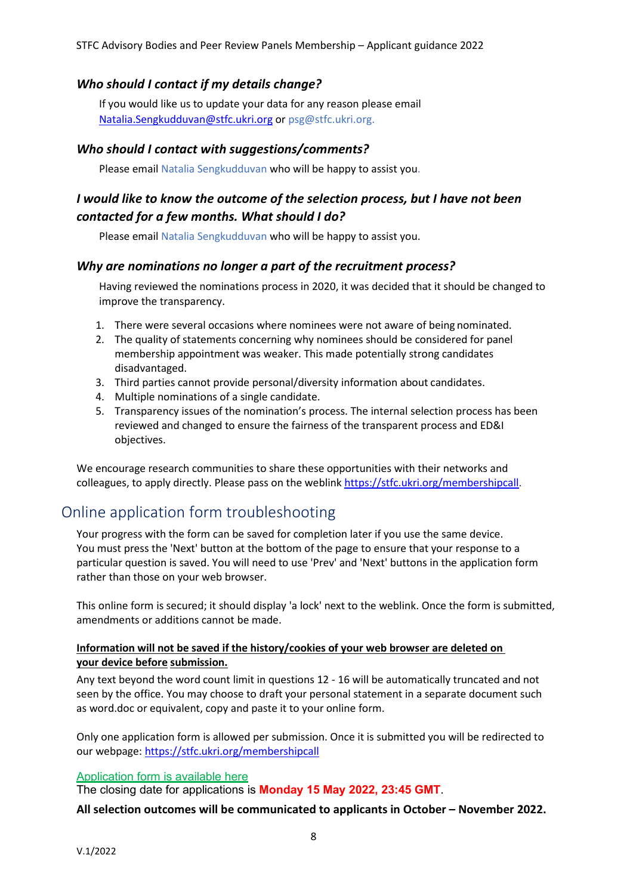### *Who should I contact if my details change?*

If you would like us to update your data for any reason please email Natalia.Sengkudduvan@stfc.ukri.org or psg@stfc.ukri.org.

### *Who should I contact with suggestions/comments?*

Please email Natalia Sengkudduvan who will be happy to assist you.

### *I would like to know the outcome of the selection process, but I have not been contacted for a few months. What should I do?*

Please email Natalia Sengkudduvan who will be happy to assist you.

### *Why are nominations no longer a part of the recruitment process?*

Having reviewed the nominations process in 2020, it was decided that it should be changed to improve the transparency.

1. There were several occasions where nominees were not aware of being nominated.
2. The quality of statements concerning why nominees should be considered for panel membership appointment was weaker. This made potentially strong candidates disadvantaged.
3. Third parties cannot provide personal/diversity information about candidates.
4. Multiple nominations of a single candidate.
5. Transparency issues of the nomination's process. The internal selection process has been reviewed and changed to ensure the fairness of the transparent process and ED&I objectives.

We encourage research communities to share these opportunities with their networks and colleagues, to apply directly. Please pass on the weblink https://stfc.ukri.org/membershipcall.

## Online application form troubleshooting

Your progress with the form can be saved for completion later if you use the same device. You must press the 'Next' button at the bottom of the page to ensure that your response to a particular question is saved. You will need to use 'Prev' and 'Next' buttons in the application form rather than those on your web browser.

This online form is secured; it should display 'a lock' next to the weblink. Once the form is submitted, amendments or additions cannot be made.

**Information will not be saved if the history/cookies of your web browser are deleted on your device before submission.**

Any text beyond the word count limit in questions 12 - 16 will be automatically truncated and not seen by the office. You may choose to draft your personal statement in a separate document such as word.doc or equivalent, copy and paste it to your online form.

Only one application form is allowed per submission. Once it is submitted you will be redirected to our webpage: https://stfc.ukri.org/membershipcall

Application form is available here

The closing date for applications is **Monday 15 May 2022, 23:45 GMT**.

**All selection outcomes will be communicated to applicants in October – November 2022.**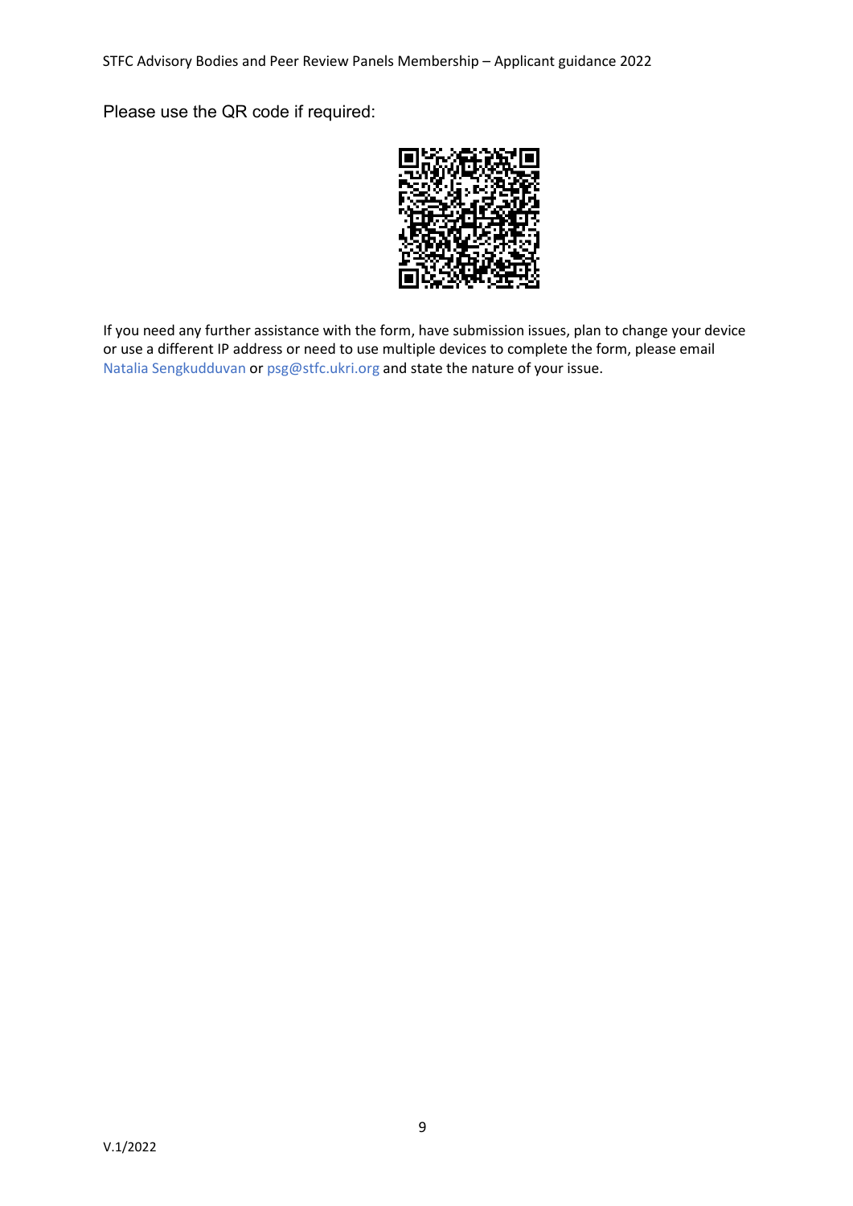Please use the QR code if required:

If you need any further assistance with the form, have submission issues, plan to change your device or use a different IP address or need to use multiple devices to complete the form, please email Natalia Sengkudduvan or psg@stfc.ukri.org and state the nature of your issue.